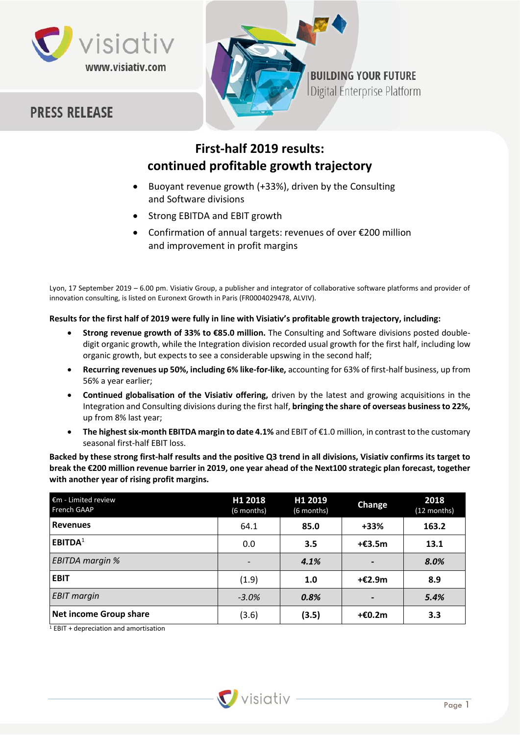visiativ
www.visiativ.com

# PRESS RELEASE

BUILDING YOUR FUTURE
Digital Enterprise Platform

## First-half 2019 results: continued profitable growth trajectory

- Buoyant revenue growth (+33%), driven by the Consulting and Software divisions
- Strong EBITDA and EBIT growth
- Confirmation of annual targets: revenues of over €200 million and improvement in profit margins

Lyon, 17 September 2019 – 6.00 pm. Visiativ Group, a publisher and integrator of collaborative software platforms and provider of innovation consulting, is listed on Euronext Growth in Paris (FR0004029478, ALVIV).

**Results for the first half of 2019 were fully in line with Visiativ's profitable growth trajectory, including:**

- **Strong revenue growth of 33% to €85.0 million.** The Consulting and Software divisions posted double-digit organic growth, while the Integration division recorded usual growth for the first half, including low organic growth, but expects to see a considerable upswing in the second half;
- **Recurring revenues up 50%, including 6% like-for-like,** accounting for 63% of first-half business, up from 56% a year earlier;
- **Continued globalisation of the Visiativ offering,** driven by the latest and growing acquisitions in the Integration and Consulting divisions during the first half, **bringing the share of overseas business to 22%,** up from 8% last year;
- **The highest six-month EBITDA margin to date 4.1%** and EBIT of €1.0 million, in contrast to the customary seasonal first-half EBIT loss.

**Backed by these strong first-half results and the positive Q3 trend in all divisions, Visiativ confirms its target to break the €200 million revenue barrier in 2019, one year ahead of the Next100 strategic plan forecast, together with another year of rising profit margins.**

| €m - Limited review French GAAP | H1 2018 (6 months) | H1 2019 (6 months) | Change | 2018 (12 months) |
|---|---|---|---|---|
| **Revenues** | 64.1 | **85.0** | **+33%** | **163.2** |
| **EBITDA**[1] | 0.0 | **3.5** | **+€3.5m** | **13.1** |
| *EBITDA margin %* | - | ***4.1%*** | **-** | ***8.0%*** |
| **EBIT** | (1.9) | **1.0** | **+€2.9m** | **8.9** |
| *EBIT margin* | *-3.0%* | ***0.8%*** | **-** | ***5.4%*** |
| **Net income Group share** | (3.6) | **(3.5)** | **+€0.2m** | **3.3** |

[1] EBIT + depreciation and amortisation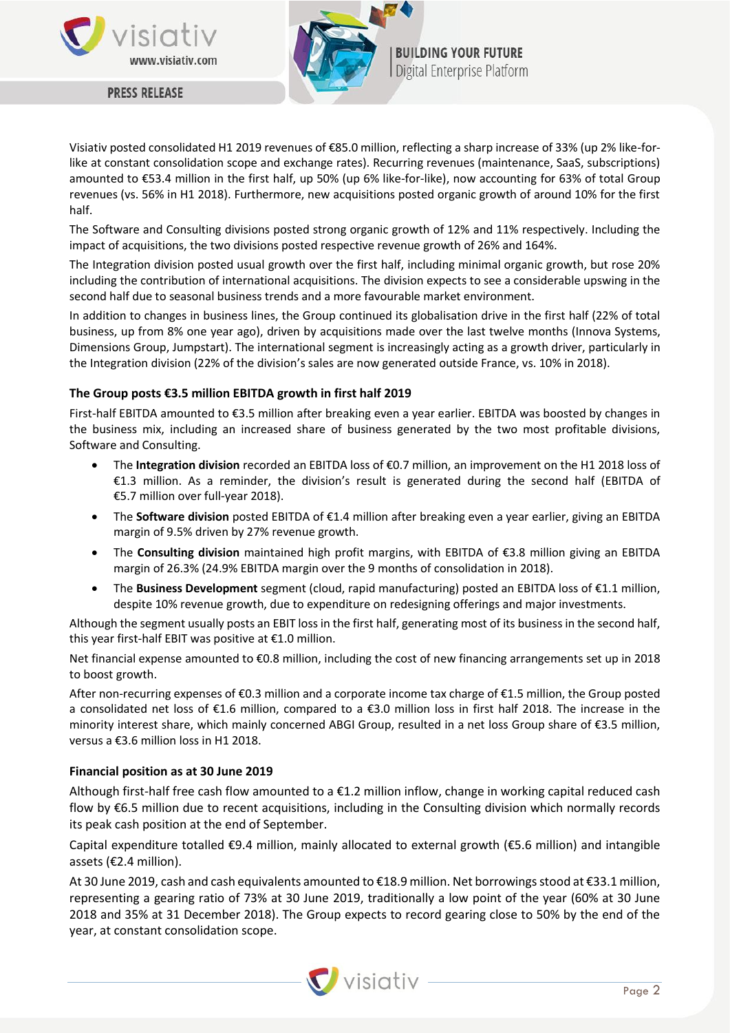Visiativ posted consolidated H1 2019 revenues of €85.0 million, reflecting a sharp increase of 33% (up 2% like-for-like at constant consolidation scope and exchange rates). Recurring revenues (maintenance, SaaS, subscriptions) amounted to €53.4 million in the first half, up 50% (up 6% like-for-like), now accounting for 63% of total Group revenues (vs. 56% in H1 2018). Furthermore, new acquisitions posted organic growth of around 10% for the first half.

The Software and Consulting divisions posted strong organic growth of 12% and 11% respectively. Including the impact of acquisitions, the two divisions posted respective revenue growth of 26% and 164%.

The Integration division posted usual growth over the first half, including minimal organic growth, but rose 20% including the contribution of international acquisitions. The division expects to see a considerable upswing in the second half due to seasonal business trends and a more favourable market environment.

In addition to changes in business lines, the Group continued its globalisation drive in the first half (22% of total business, up from 8% one year ago), driven by acquisitions made over the last twelve months (Innova Systems, Dimensions Group, Jumpstart). The international segment is increasingly acting as a growth driver, particularly in the Integration division (22% of the division's sales are now generated outside France, vs. 10% in 2018).

### The Group posts €3.5 million EBITDA growth in first half 2019

First-half EBITDA amounted to €3.5 million after breaking even a year earlier. EBITDA was boosted by changes in the business mix, including an increased share of business generated by the two most profitable divisions, Software and Consulting.

- The **Integration division** recorded an EBITDA loss of €0.7 million, an improvement on the H1 2018 loss of €1.3 million. As a reminder, the division's result is generated during the second half (EBITDA of €5.7 million over full-year 2018).
- The **Software division** posted EBITDA of €1.4 million after breaking even a year earlier, giving an EBITDA margin of 9.5% driven by 27% revenue growth.
- The **Consulting division** maintained high profit margins, with EBITDA of €3.8 million giving an EBITDA margin of 26.3% (24.9% EBITDA margin over the 9 months of consolidation in 2018).
- The **Business Development** segment (cloud, rapid manufacturing) posted an EBITDA loss of €1.1 million, despite 10% revenue growth, due to expenditure on redesigning offerings and major investments.

Although the segment usually posts an EBIT loss in the first half, generating most of its business in the second half, this year first-half EBIT was positive at €1.0 million.

Net financial expense amounted to €0.8 million, including the cost of new financing arrangements set up in 2018 to boost growth.

After non-recurring expenses of €0.3 million and a corporate income tax charge of €1.5 million, the Group posted a consolidated net loss of €1.6 million, compared to a €3.0 million loss in first half 2018. The increase in the minority interest share, which mainly concerned ABGI Group, resulted in a net loss Group share of €3.5 million, versus a €3.6 million loss in H1 2018.

### Financial position as at 30 June 2019

Although first-half free cash flow amounted to a €1.2 million inflow, change in working capital reduced cash flow by €6.5 million due to recent acquisitions, including in the Consulting division which normally records its peak cash position at the end of September.

Capital expenditure totalled €9.4 million, mainly allocated to external growth (€5.6 million) and intangible assets (€2.4 million).

At 30 June 2019, cash and cash equivalents amounted to €18.9 million. Net borrowings stood at €33.1 million, representing a gearing ratio of 73% at 30 June 2019, traditionally a low point of the year (60% at 30 June 2018 and 35% at 31 December 2018). The Group expects to record gearing close to 50% by the end of the year, at constant consolidation scope.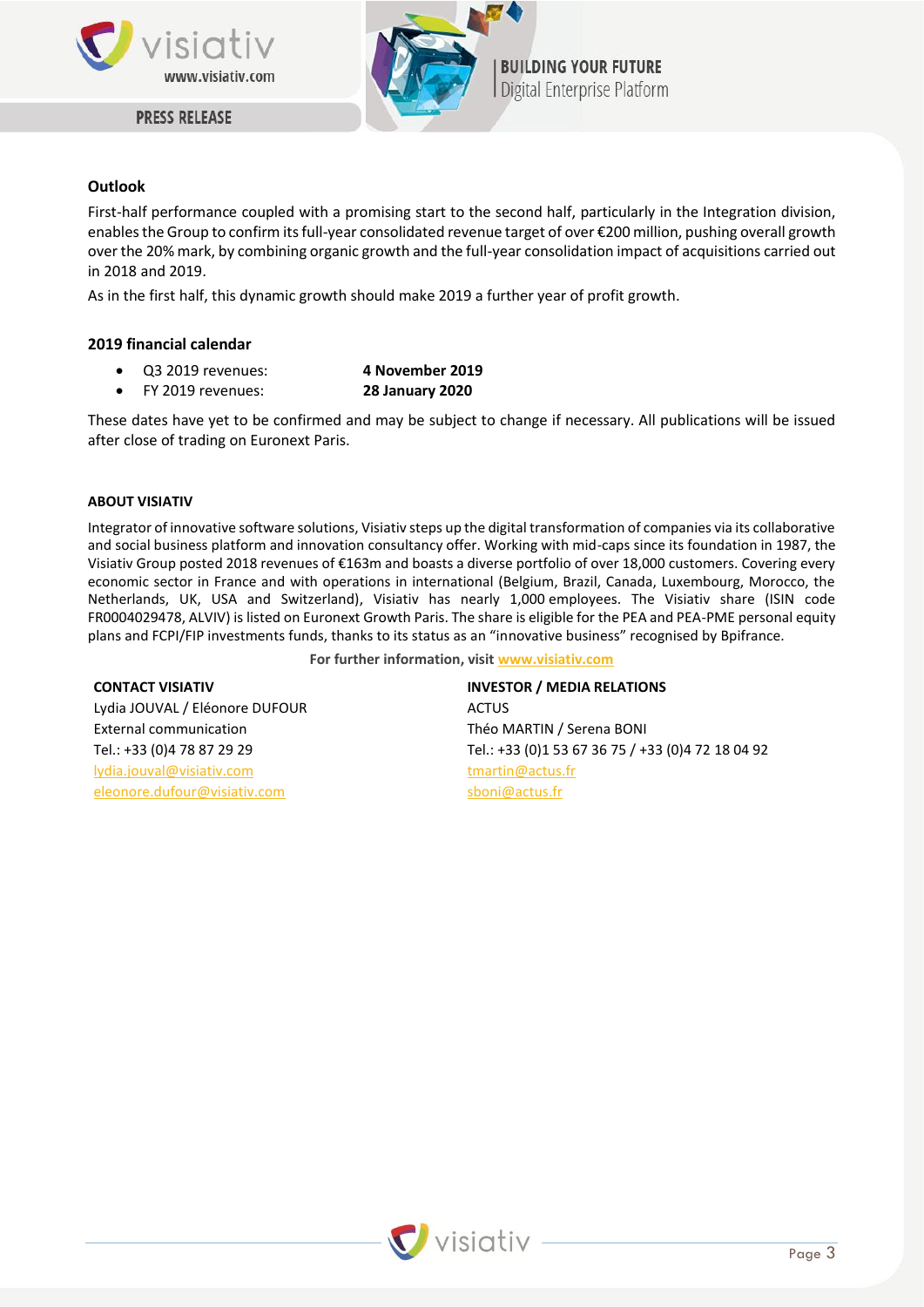## Outlook

First-half performance coupled with a promising start to the second half, particularly in the Integration division, enables the Group to confirm its full-year consolidated revenue target of over €200 million, pushing overall growth over the 20% mark, by combining organic growth and the full-year consolidation impact of acquisitions carried out in 2018 and 2019.

As in the first half, this dynamic growth should make 2019 a further year of profit growth.

## 2019 financial calendar

- Q3 2019 revenues: **4 November 2019**
- FY 2019 revenues: **28 January 2020**

These dates have yet to be confirmed and may be subject to change if necessary. All publications will be issued after close of trading on Euronext Paris.

### ABOUT VISIATIV

Integrator of innovative software solutions, Visiativ steps up the digital transformation of companies via its collaborative and social business platform and innovation consultancy offer. Working with mid-caps since its foundation in 1987, the Visiativ Group posted 2018 revenues of €163m and boasts a diverse portfolio of over 18,000 customers. Covering every economic sector in France and with operations in international (Belgium, Brazil, Canada, Luxembourg, Morocco, the Netherlands, UK, USA and Switzerland), Visiativ has nearly 1,000 employees. The Visiativ share (ISIN code FR0004029478, ALVIV) is listed on Euronext Growth Paris. The share is eligible for the PEA and PEA-PME personal equity plans and FCPI/FIP investments funds, thanks to its status as an “innovative business” recognised by Bpifrance.

**For further information, visit www.visiativ.com**

**CONTACT VISIATIV**
Lydia JOUVAL / Eléonore DUFOUR
External communication
Tel.: +33 (0)4 78 87 29 29
lydia.jouval@visiativ.com
eleonore.dufour@visiativ.com

**INVESTOR / MEDIA RELATIONS**
ACTUS
Théo MARTIN / Serena BONI
Tel.: +33 (0)1 53 67 36 75 / +33 (0)4 72 18 04 92
tmartin@actus.fr
sboni@actus.fr